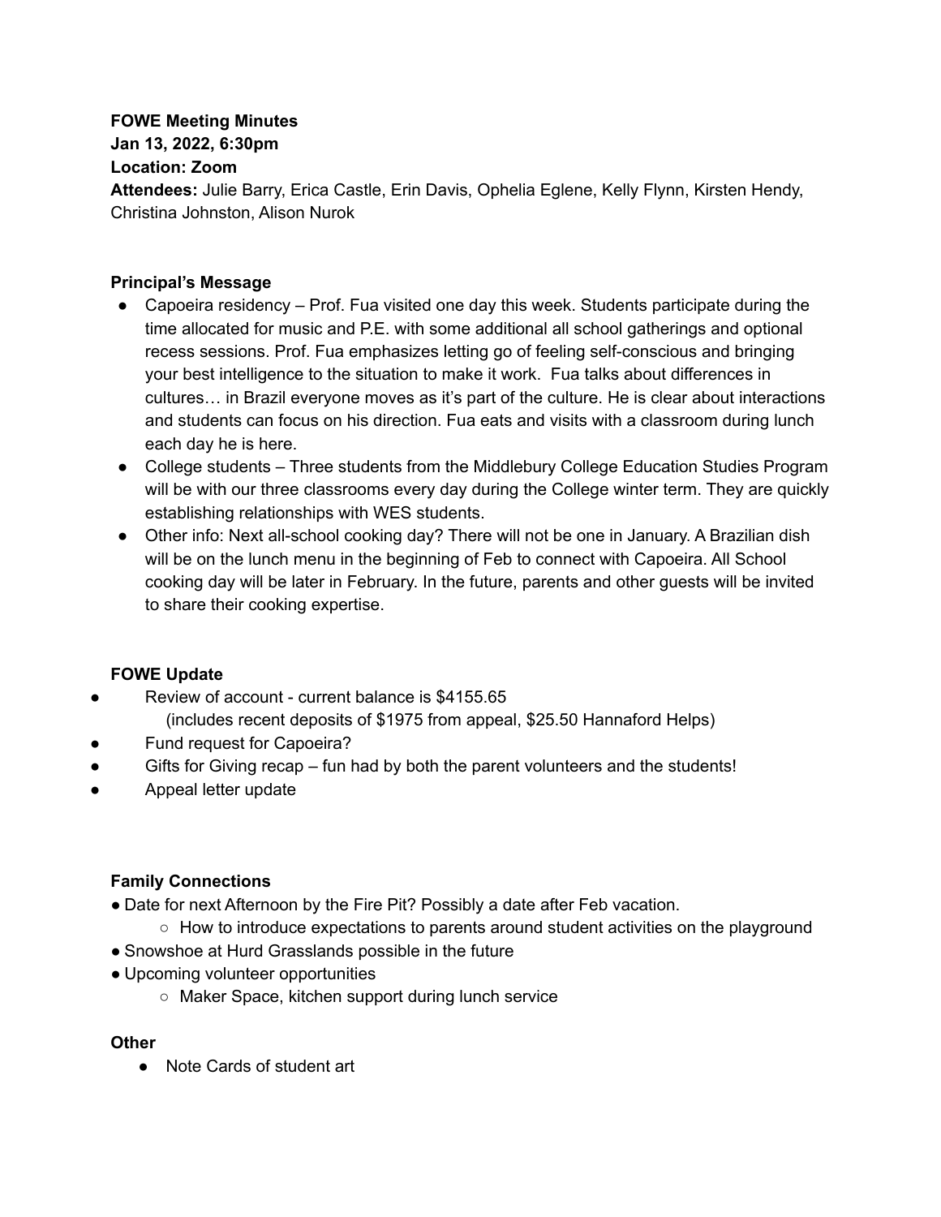**FOWE Meeting Minutes**
**Jan 13, 2022, 6:30pm**
**Location: Zoom**
**Attendees:** Julie Barry, Erica Castle, Erin Davis, Ophelia Eglene, Kelly Flynn, Kirsten Hendy, Christina Johnston, Alison Nurok

**Principal's Message**

- Capoeira residency – Prof. Fua visited one day this week. Students participate during the time allocated for music and P.E. with some additional all school gatherings and optional recess sessions. Prof. Fua emphasizes letting go of feeling self-conscious and bringing your best intelligence to the situation to make it work. Fua talks about differences in cultures… in Brazil everyone moves as it's part of the culture. He is clear about interactions and students can focus on his direction. Fua eats and visits with a classroom during lunch each day he is here.
- College students – Three students from the Middlebury College Education Studies Program will be with our three classrooms every day during the College winter term. They are quickly establishing relationships with WES students.
- Other info: Next all-school cooking day? There will not be one in January. A Brazilian dish will be on the lunch menu in the beginning of Feb to connect with Capoeira. All School cooking day will be later in February. In the future, parents and other guests will be invited to share their cooking expertise.

**FOWE Update**

- Review of account - current balance is $4155.65
  (includes recent deposits of $1975 from appeal, $25.50 Hannaford Helps)
- Fund request for Capoeira?
- Gifts for Giving recap – fun had by both the parent volunteers and the students!
- Appeal letter update

**Family Connections**

- Date for next Afternoon by the Fire Pit? Possibly a date after Feb vacation.
  - How to introduce expectations to parents around student activities on the playground
- Snowshoe at Hurd Grasslands possible in the future
- Upcoming volunteer opportunities
  - Maker Space, kitchen support during lunch service

**Other**

- Note Cards of student art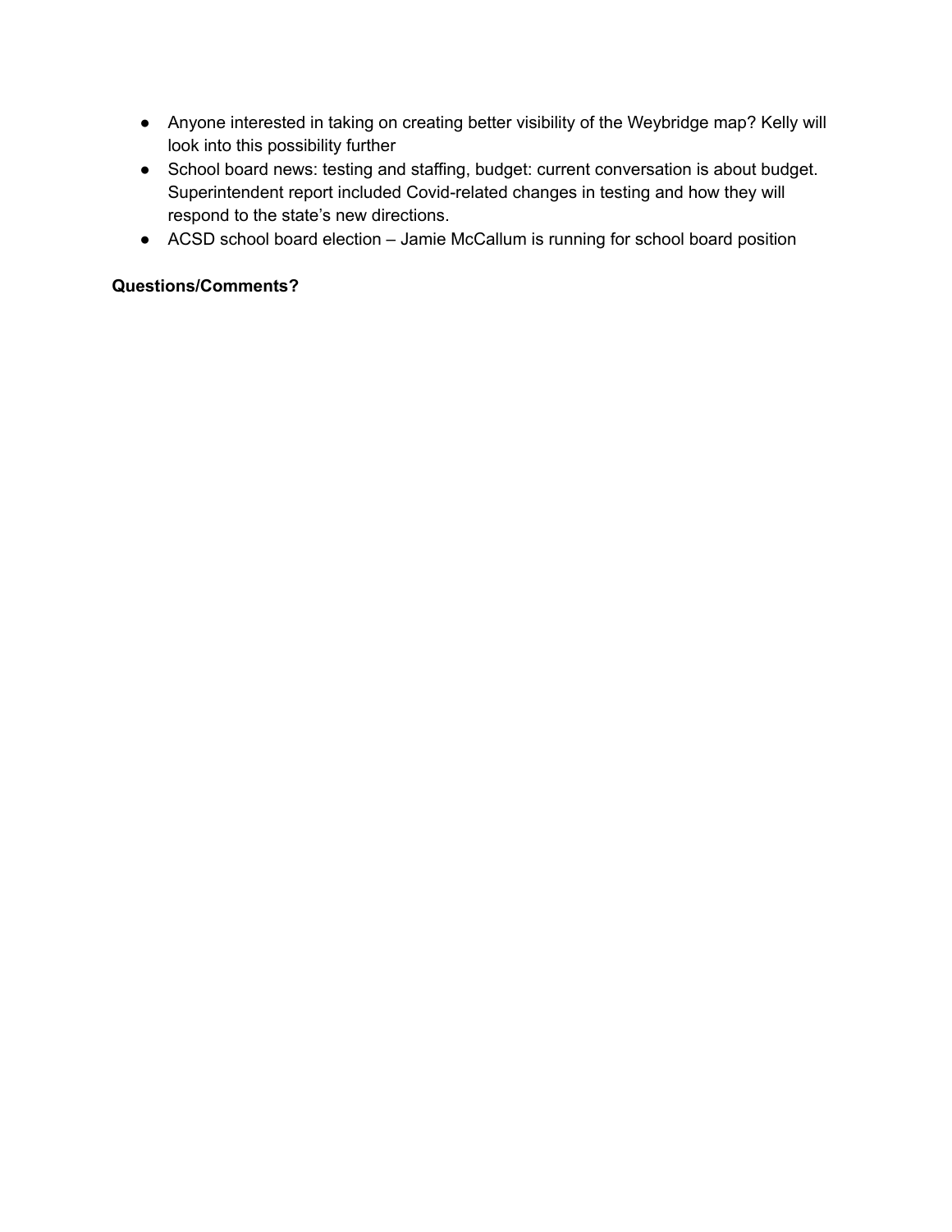- Anyone interested in taking on creating better visibility of the Weybridge map? Kelly will look into this possibility further
- School board news: testing and staffing, budget: current conversation is about budget. Superintendent report included Covid-related changes in testing and how they will respond to the state's new directions.
- ACSD school board election – Jamie McCallum is running for school board position

**Questions/Comments?**